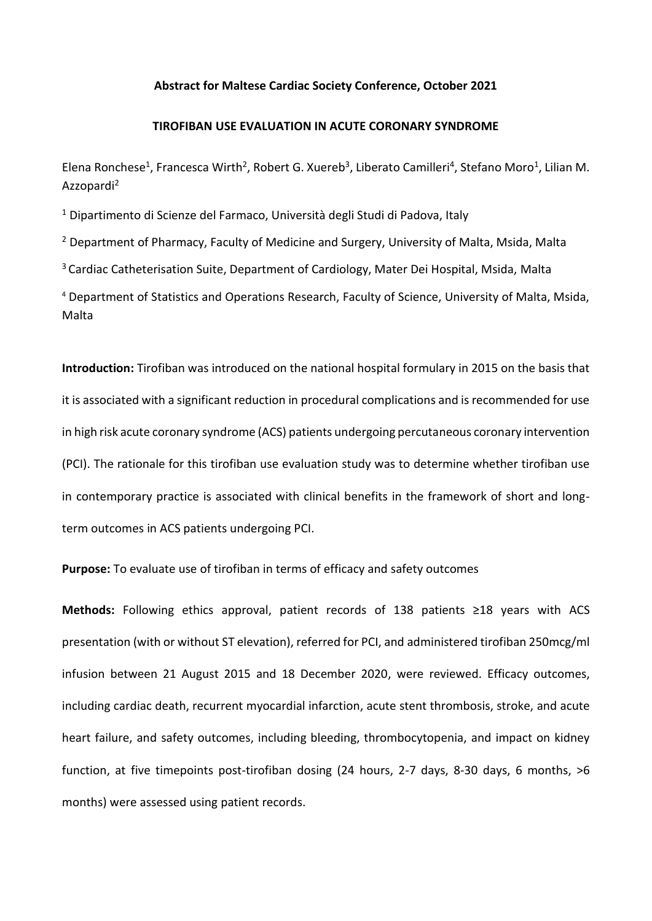**Abstract for Maltese Cardiac Society Conference, October 2021**

# TIROFIBAN USE EVALUATION IN ACUTE CORONARY SYNDROME

Elena Ronchese[1], Francesca Wirth[2], Robert G. Xuereb[3], Liberato Camilleri[4], Stefano Moro[1], Lilian M. Azzopardi[2]

[1] Dipartimento di Scienze del Farmaco, Università degli Studi di Padova, Italy

[2] Department of Pharmacy, Faculty of Medicine and Surgery, University of Malta, Msida, Malta

[3] Cardiac Catheterisation Suite, Department of Cardiology, Mater Dei Hospital, Msida, Malta

[4] Department of Statistics and Operations Research, Faculty of Science, University of Malta, Msida, Malta

**Introduction:** Tirofiban was introduced on the national hospital formulary in 2015 on the basis that it is associated with a significant reduction in procedural complications and is recommended for use in high risk acute coronary syndrome (ACS) patients undergoing percutaneous coronary intervention (PCI). The rationale for this tirofiban use evaluation study was to determine whether tirofiban use in contemporary practice is associated with clinical benefits in the framework of short and long-term outcomes in ACS patients undergoing PCI.

**Purpose:** To evaluate use of tirofiban in terms of efficacy and safety outcomes

**Methods:** Following ethics approval, patient records of 138 patients ≥18 years with ACS presentation (with or without ST elevation), referred for PCI, and administered tirofiban 250mcg/ml infusion between 21 August 2015 and 18 December 2020, were reviewed. Efficacy outcomes, including cardiac death, recurrent myocardial infarction, acute stent thrombosis, stroke, and acute heart failure, and safety outcomes, including bleeding, thrombocytopenia, and impact on kidney function, at five timepoints post-tirofiban dosing (24 hours, 2-7 days, 8-30 days, 6 months, >6 months) were assessed using patient records.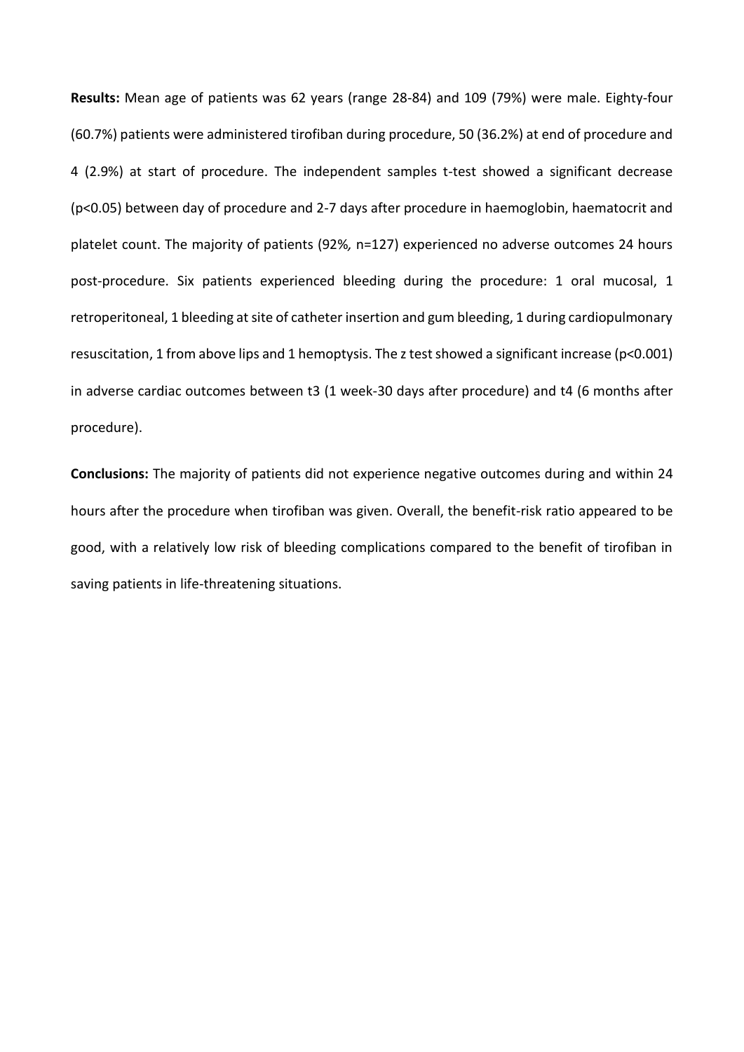**Results:** Mean age of patients was 62 years (range 28-84) and 109 (79%) were male. Eighty-four (60.7%) patients were administered tirofiban during procedure, 50 (36.2%) at end of procedure and 4 (2.9%) at start of procedure. The independent samples t-test showed a significant decrease ($p<0.05$) between day of procedure and 2-7 days after procedure in haemoglobin, haematocrit and platelet count. The majority of patients (92%, n=127) experienced no adverse outcomes 24 hours post-procedure. Six patients experienced bleeding during the procedure: 1 oral mucosal, 1 retroperitoneal, 1 bleeding at site of catheter insertion and gum bleeding, 1 during cardiopulmonary resuscitation, 1 from above lips and 1 hemoptysis. The z test showed a significant increase ($p<0.001$) in adverse cardiac outcomes between t3 (1 week-30 days after procedure) and t4 (6 months after procedure).

**Conclusions:** The majority of patients did not experience negative outcomes during and within 24 hours after the procedure when tirofiban was given. Overall, the benefit-risk ratio appeared to be good, with a relatively low risk of bleeding complications compared to the benefit of tirofiban in saving patients in life-threatening situations.